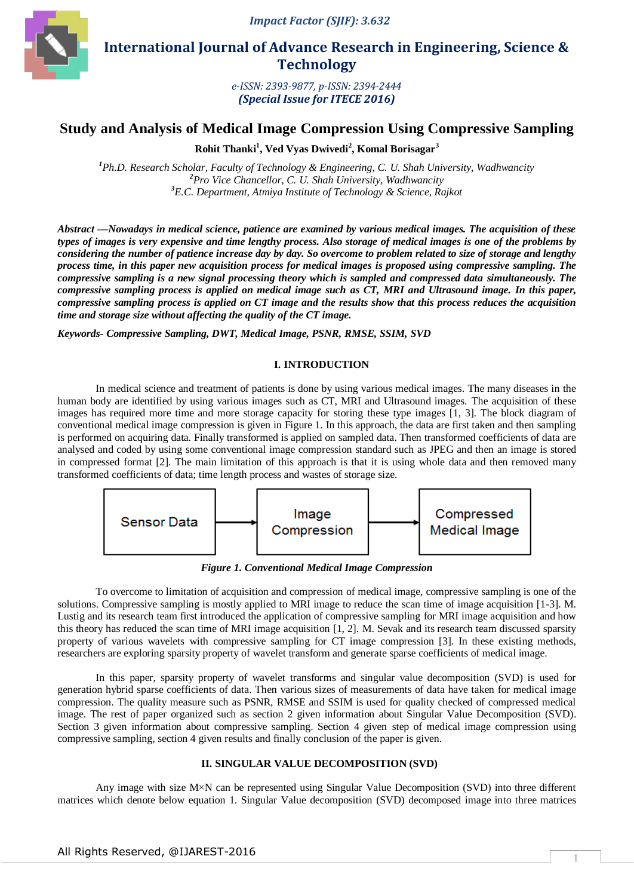# Study and Analysis of Medical Image Compression Using Compressive Sampling

**Rohit Thanki[1], Ved Vyas Dwivedi[2], Komal Borisagar[3]**

*[1]Ph.D. Research Scholar, Faculty of Technology & Engineering, C. U. Shah University, Wadhwancity*
*[2]Pro Vice Chancellor, C. U. Shah University, Wadhwancity*
*[3]E.C. Department, Atmiya Institute of Technology & Science, Rajkot*

***Abstract* —Nowadays in medical science, patience are examined by various medical images. The acquisition of these types of images is very expensive and time lengthy process. Also storage of medical images is one of the problems by considering the number of patience increase day by day. So to overcome to problem related to size of storage and lengthy process time, in this paper new acquisition process for medical images is proposed using compressive sampling. The compressive sampling is a new signal processing theory which is sampled and compressed data simultaneously. The compressive sampling process is applied on medical image such as CT, MRI and Ultrasound image. In this paper, compressive sampling process is applied on CT image and the results show that this process reduces the acquisition time and storage size without affecting the quality of the CT image.**

***Keywords- Compressive Sampling, DWT, Medical Image, PSNR, RMSE, SSIM, SVD***

## I. INTRODUCTION

In medical science and treatment of patients is done by using various medical images. The many diseases in the human body are identified by using various images such as CT, MRI and Ultrasound images. The acquisition of these images has required more time and more storage capacity for storing these type images [1, 3]. The block diagram of conventional medical image compression is given in Figure 1. In this approach, the data are first taken and then sampling is performed on acquiring data. Finally transformed is applied on sampled data. Then transformed coefficients of data are analysed and coded by using some conventional image compression standard such as JPEG and then an image is stored in compressed format [2]. The main limitation of this approach is that it is using whole data and then removed many transformed coefficients of data; time length process and wastes of storage size.

Sensor Data → Image Compression → Compressed Medical Image

*Figure 1. Conventional Medical Image Compression*

To overcome to limitation of acquisition and compression of medical image, compressive sampling is one of the solutions. Compressive sampling is mostly applied to MRI image to reduce the scan time of image acquisition [1-3]. M. Lustig and its research team first introduced the application of compressive sampling for MRI image acquisition and how this theory has reduced the scan time of MRI image acquisition [1, 2]. M. Sevak and its research team discussed sparsity property of various wavelets with compressive sampling for CT image compression [3]. In these existing methods, researchers are exploring sparsity property of wavelet transform and generate sparse coefficients of medical image.

In this paper, sparsity property of wavelet transforms and singular value decomposition (SVD) is used for generation hybrid sparse coefficients of data. Then various sizes of measurements of data have taken for medical image compression. The quality measure such as PSNR, RMSE and SSIM is used for quality checked of compressed medical image. The rest of paper organized such as section 2 given information about Singular Value Decomposition (SVD). Section 3 given information about compressive sampling. Section 4 given step of medical image compression using compressive sampling, section 4 given results and finally conclusion of the paper is given.

## II. SINGULAR VALUE DECOMPOSITION (SVD)

Any image with size M×N can be represented using Singular Value Decomposition (SVD) into three different matrices which denote below equation 1. Singular Value decomposition (SVD) decomposed image into three matrices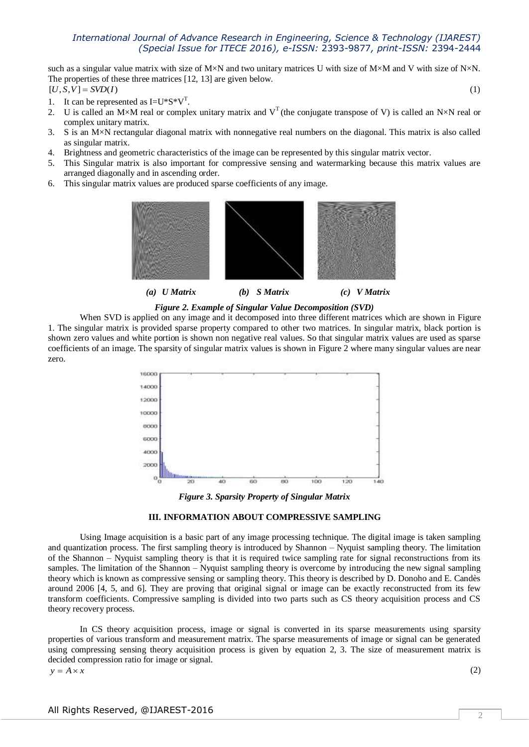such as a singular value matrix with size of M×N and two unitary matrices U with size of M×M and V with size of N×N. The properties of these three matrices [12, 13] are given below.

$$[U,S,V] = SVD(I) \tag{1}$$

1. It can be represented as $I=U*S*V^T$.
2. U is called an M×M real or complex unitary matrix and $V^T$ (the conjugate transpose of V) is called an N×N real or complex unitary matrix.
3. S is an M×N rectangular diagonal matrix with nonnegative real numbers on the diagonal. This matrix is also called as singular matrix.
4. Brightness and geometric characteristics of the image can be represented by this singular matrix vector.
5. This Singular matrix is also important for compressive sensing and watermarking because this matrix values are arranged diagonally and in ascending order.
6. This singular matrix values are produced sparse coefficients of any image.

*(a) U Matrix* *(b) S Matrix* *(c) V Matrix*

***Figure 2. Example of Singular Value Decomposition (SVD)***

When SVD is applied on any image and it decomposed into three different matrices which are shown in Figure 1. The singular matrix is provided sparse property compared to other two matrices. In singular matrix, black portion is shown zero values and white portion is shown non negative real values. So that singular matrix values are used as sparse coefficients of an image. The sparsity of singular matrix values is shown in Figure 2 where many singular values are near zero.

***Figure 3. Sparsity Property of Singular Matrix***

## III. INFORMATION ABOUT COMPRESSIVE SAMPLING

Using Image acquisition is a basic part of any image processing technique. The digital image is taken sampling and quantization process. The first sampling theory is introduced by Shannon – Nyquist sampling theory. The limitation of the Shannon – Nyquist sampling theory is that it is required twice sampling rate for signal reconstructions from its samples. The limitation of the Shannon – Nyquist sampling theory is overcome by introducing the new signal sampling theory which is known as compressive sensing or sampling theory. This theory is described by D. Donoho and E. Candès around 2006 [4, 5, and 6]. They are proving that original signal or image can be exactly reconstructed from its few transform coefficients. Compressive sampling is divided into two parts such as CS theory acquisition process and CS theory recovery process.

In CS theory acquisition process, image or signal is converted in its sparse measurements using sparsity properties of various transform and measurement matrix. The sparse measurements of image or signal can be generated using compressing sensing theory acquisition process is given by equation 2, 3. The size of measurement matrix is decided compression ratio for image or signal.

$$y = A \times x \tag{2}$$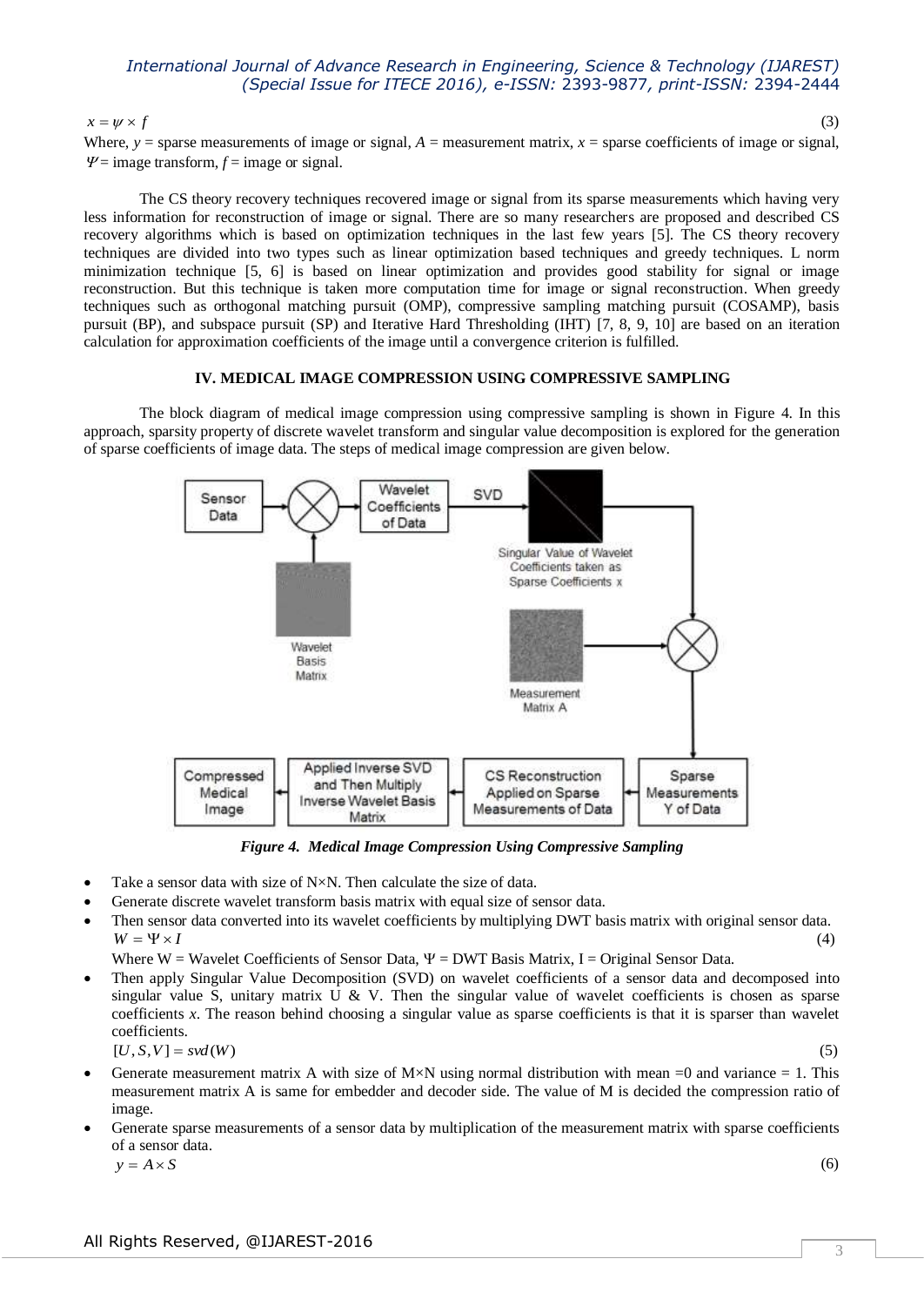$$x = \psi \times f \tag{3}$$

Where, $y$ = sparse measurements of image or signal, $A$ = measurement matrix, $x$ = sparse coefficients of image or signal, $\Psi$ = image transform, $f$ = image or signal.

The CS theory recovery techniques recovered image or signal from its sparse measurements which having very less information for reconstruction of image or signal. There are so many researchers are proposed and described CS recovery algorithms which is based on optimization techniques in the last few years [5]. The CS theory recovery techniques are divided into two types such as linear optimization based techniques and greedy techniques. L norm minimization technique [5, 6] is based on linear optimization and provides good stability for signal or image reconstruction. But this technique is taken more computation time for image or signal reconstruction. When greedy techniques such as orthogonal matching pursuit (OMP), compressive sampling matching pursuit (COSAMP), basis pursuit (BP), and subspace pursuit (SP) and Iterative Hard Thresholding (IHT) [7, 8, 9, 10] are based on an iteration calculation for approximation coefficients of the image until a convergence criterion is fulfilled.

## IV. MEDICAL IMAGE COMPRESSION USING COMPRESSIVE SAMPLING

The block diagram of medical image compression using compressive sampling is shown in Figure 4. In this approach, sparsity property of discrete wavelet transform and singular value decomposition is explored for the generation of sparse coefficients of image data. The steps of medical image compression are given below.

***Figure 4. Medical Image Compression Using Compressive Sampling***

- Take a sensor data with size of N×N. Then calculate the size of data.
- Generate discrete wavelet transform basis matrix with equal size of sensor data.
- Then sensor data converted into its wavelet coefficients by multiplying DWT basis matrix with original sensor data.

  $$W = \Psi \times I \tag{4}$$

  Where W = Wavelet Coefficients of Sensor Data, $\Psi$ = DWT Basis Matrix, I = Original Sensor Data.
- Then apply Singular Value Decomposition (SVD) on wavelet coefficients of a sensor data and decomposed into singular value S, unitary matrix U & V. Then the singular value of wavelet coefficients is chosen as sparse coefficients $x$. The reason behind choosing a singular value as sparse coefficients is that it is sparser than wavelet coefficients.

  $$[U, S, V] = svd(W) \tag{5}$$
- Generate measurement matrix A with size of M×N using normal distribution with mean =0 and variance = 1. This measurement matrix A is same for embedder and decoder side. The value of M is decided the compression ratio of image.
- Generate sparse measurements of a sensor data by multiplication of the measurement matrix with sparse coefficients of a sensor data.

  $$y = A \times S \tag{6}$$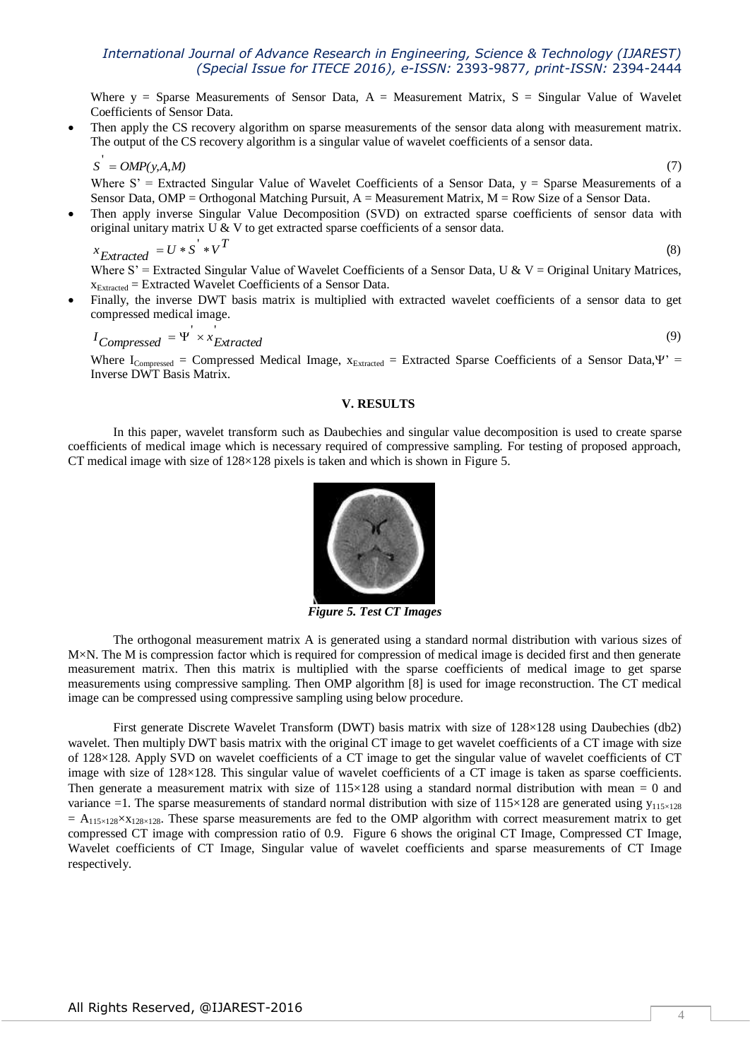Where y = Sparse Measurements of Sensor Data, A = Measurement Matrix, S = Singular Value of Wavelet Coefficients of Sensor Data.

- Then apply the CS recovery algorithm on sparse measurements of the sensor data along with measurement matrix. The output of the CS recovery algorithm is a singular value of wavelet coefficients of a sensor data.

$$S' = OMP(y,A,M) \tag{7}$$

Where S' = Extracted Singular Value of Wavelet Coefficients of a Sensor Data, y = Sparse Measurements of a Sensor Data, OMP = Orthogonal Matching Pursuit, A = Measurement Matrix, M = Row Size of a Sensor Data.

- Then apply inverse Singular Value Decomposition (SVD) on extracted sparse coefficients of sensor data with original unitary matrix U & V to get extracted sparse coefficients of a sensor data.

$$x_{Extracted} = U * S' * V^T \tag{8}$$

Where S' = Extracted Singular Value of Wavelet Coefficients of a Sensor Data, U & V = Original Unitary Matrices, $x_{Extracted}$ = Extracted Wavelet Coefficients of a Sensor Data.

- Finally, the inverse DWT basis matrix is multiplied with extracted wavelet coefficients of a sensor data to get compressed medical image.

$$I_{Compressed} = \Psi' \times x'_{Extracted} \tag{9}$$

Where $I_{Compressed}$ = Compressed Medical Image, $x_{Extracted}$ = Extracted Sparse Coefficients of a Sensor Data, $\Psi'$ = Inverse DWT Basis Matrix.

## V. RESULTS

In this paper, wavelet transform such as Daubechies and singular value decomposition is used to create sparse coefficients of medical image which is necessary required of compressive sampling. For testing of proposed approach, CT medical image with size of 128×128 pixels is taken and which is shown in Figure 5.

*Figure 5. Test CT Images*

The orthogonal measurement matrix A is generated using a standard normal distribution with various sizes of M×N. The M is compression factor which is required for compression of medical image is decided first and then generate measurement matrix. Then this matrix is multiplied with the sparse coefficients of medical image to get sparse measurements using compressive sampling. Then OMP algorithm [8] is used for image reconstruction. The CT medical image can be compressed using compressive sampling using below procedure.

First generate Discrete Wavelet Transform (DWT) basis matrix with size of 128×128 using Daubechies (db2) wavelet. Then multiply DWT basis matrix with the original CT image to get wavelet coefficients of a CT image with size of 128×128. Apply SVD on wavelet coefficients of a CT image to get the singular value of wavelet coefficients of CT image with size of 128×128. This singular value of wavelet coefficients of a CT image is taken as sparse coefficients. Then generate a measurement matrix with size of 115×128 using a standard normal distribution with mean = 0 and variance =1. The sparse measurements of standard normal distribution with size of 115×128 are generated using $y_{115\times128} = A_{115\times128} \times x_{128\times128}$. These sparse measurements are fed to the OMP algorithm with correct measurement matrix to get compressed CT image with compression ratio of 0.9. Figure 6 shows the original CT Image, Compressed CT Image, Wavelet coefficients of CT Image, Singular value of wavelet coefficients and sparse measurements of CT Image respectively.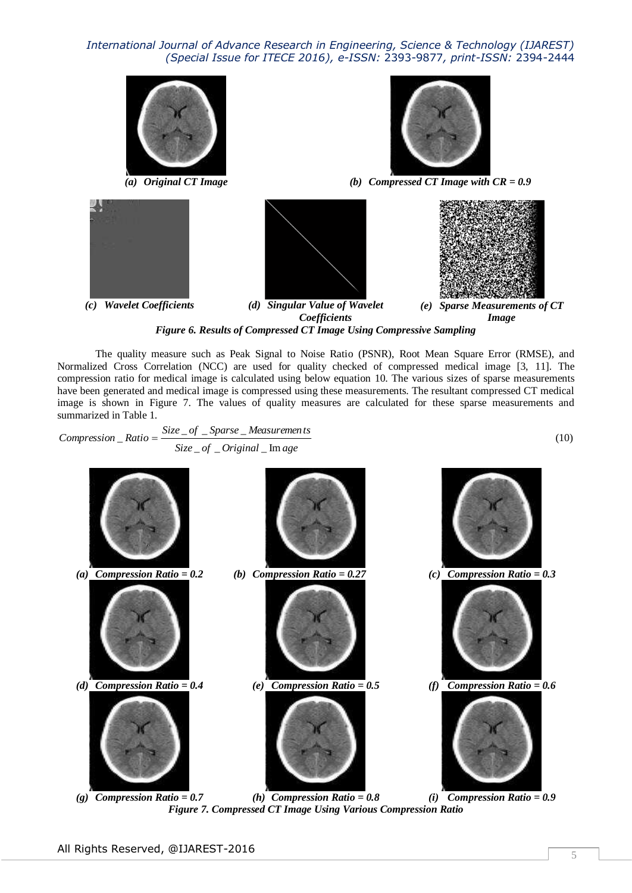*(a) Original CT Image*

*(b) Compressed CT Image with CR = 0.9*

*(c) Wavelet Coefficients*

*(d) Singular Value of Wavelet Coefficients*

*(e) Sparse Measurements of CT Image*

***Figure 6. Results of Compressed CT Image Using Compressive Sampling***

The quality measure such as Peak Signal to Noise Ratio (PSNR), Root Mean Square Error (RMSE), and Normalized Cross Correlation (NCC) are used for quality checked of compressed medical image [3, 11]. The compression ratio for medical image is calculated using below equation 10. The various sizes of sparse measurements have been generated and medical image is compressed using these measurements. The resultant compressed CT medical image is shown in Figure 7. The values of quality measures are calculated for these sparse measurements and summarized in Table 1.

$$Compression\_Ratio = \frac{Size\_of\_Sparse\_Measurements}{Size\_of\_Original\_Image} \tag{10}$$

*(a) Compression Ratio = 0.2*

*(b) Compression Ratio = 0.27*

*(c) Compression Ratio = 0.3*

*(d) Compression Ratio = 0.4*

*(e) Compression Ratio = 0.5*

*(f) Compression Ratio = 0.6*

*(g) Compression Ratio = 0.7*

*(h) Compression Ratio = 0.8*

*(i) Compression Ratio = 0.9*

***Figure 7. Compressed CT Image Using Various Compression Ratio***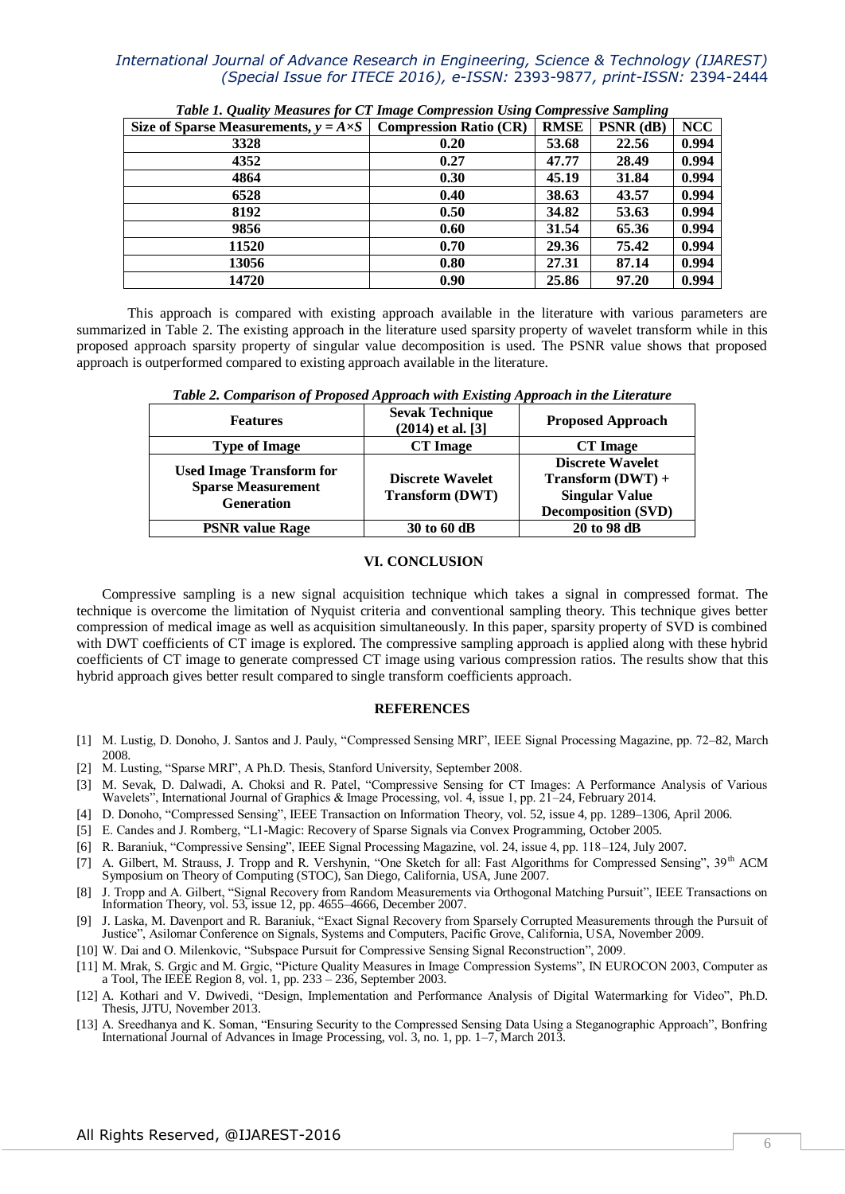*Table 1. Quality Measures for CT Image Compression Using Compressive Sampling*

| Size of Sparse Measurements, $y = A \times S$ | Compression Ratio (CR) | RMSE | PSNR (dB) | NCC |
|---|---|---|---|---|
| 3328 | 0.20 | 53.68 | 22.56 | 0.994 |
| 4352 | 0.27 | 47.77 | 28.49 | 0.994 |
| 4864 | 0.30 | 45.19 | 31.84 | 0.994 |
| 6528 | 0.40 | 38.63 | 43.57 | 0.994 |
| 8192 | 0.50 | 34.82 | 53.63 | 0.994 |
| 9856 | 0.60 | 31.54 | 65.36 | 0.994 |
| 11520 | 0.70 | 29.36 | 75.42 | 0.994 |
| 13056 | 0.80 | 27.31 | 87.14 | 0.994 |
| 14720 | 0.90 | 25.86 | 97.20 | 0.994 |

This approach is compared with existing approach available in the literature with various parameters are summarized in Table 2. The existing approach in the literature used sparsity property of wavelet transform while in this proposed approach sparsity property of singular value decomposition is used. The PSNR value shows that proposed approach is outperformed compared to existing approach available in the literature.

*Table 2. Comparison of Proposed Approach with Existing Approach in the Literature*

| Features | Sevak Technique (2014) et al. [3] | Proposed Approach |
|---|---|---|
| Type of Image | CT Image | CT Image |
| Used Image Transform for Sparse Measurement Generation | Discrete Wavelet Transform (DWT) | Discrete Wavelet Transform (DWT) + Singular Value Decomposition (SVD) |
| PSNR value Rage | 30 to 60 dB | 20 to 98 dB |

## VI. CONCLUSION

Compressive sampling is a new signal acquisition technique which takes a signal in compressed format. The technique is overcome the limitation of Nyquist criteria and conventional sampling theory. This technique gives better compression of medical image as well as acquisition simultaneously. In this paper, sparsity property of SVD is combined with DWT coefficients of CT image is explored. The compressive sampling approach is applied along with these hybrid coefficients of CT image to generate compressed CT image using various compression ratios. The results show that this hybrid approach gives better result compared to single transform coefficients approach.

## REFERENCES

[1] M. Lustig, D. Donoho, J. Santos and J. Pauly, "Compressed Sensing MRI", IEEE Signal Processing Magazine, pp. 72–82, March 2008.

[2] M. Lusting, "Sparse MRI", A Ph.D. Thesis, Stanford University, September 2008.

[3] M. Sevak, D. Dalwadi, A. Choksi and R. Patel, "Compressive Sensing for CT Images: A Performance Analysis of Various Wavelets", International Journal of Graphics & Image Processing, vol. 4, issue 1, pp. 21–24, February 2014.

[4] D. Donoho, "Compressed Sensing", IEEE Transaction on Information Theory, vol. 52, issue 4, pp. 1289–1306, April 2006.

[5] E. Candes and J. Romberg, "L1-Magic: Recovery of Sparse Signals via Convex Programming, October 2005.

[6] R. Baraniuk, "Compressive Sensing", IEEE Signal Processing Magazine, vol. 24, issue 4, pp. 118–124, July 2007.

[7] A. Gilbert, M. Strauss, J. Tropp and R. Vershynin, "One Sketch for all: Fast Algorithms for Compressed Sensing", 39th ACM Symposium on Theory of Computing (STOC), San Diego, California, USA, June 2007.

[8] J. Tropp and A. Gilbert, "Signal Recovery from Random Measurements via Orthogonal Matching Pursuit", IEEE Transactions on Information Theory, vol. 53, issue 12, pp. 4655–4666, December 2007.

[9] J. Laska, M. Davenport and R. Baraniuk, "Exact Signal Recovery from Sparsely Corrupted Measurements through the Pursuit of Justice", Asilomar Conference on Signals, Systems and Computers, Pacific Grove, California, USA, November 2009.

[10] W. Dai and O. Milenkovic, "Subspace Pursuit for Compressive Sensing Signal Reconstruction", 2009.

[11] M. Mrak, S. Grgic and M. Grgic, "Picture Quality Measures in Image Compression Systems", IN EUROCON 2003, Computer as a Tool, The IEEE Region 8, vol. 1, pp. 233 – 236, September 2003.

[12] A. Kothari and V. Dwivedi, "Design, Implementation and Performance Analysis of Digital Watermarking for Video", Ph.D. Thesis, JJTU, November 2013.

[13] A. Sreedhanya and K. Soman, "Ensuring Security to the Compressed Sensing Data Using a Steganographic Approach", Bonfring International Journal of Advances in Image Processing, vol. 3, no. 1, pp. 1–7, March 2013.